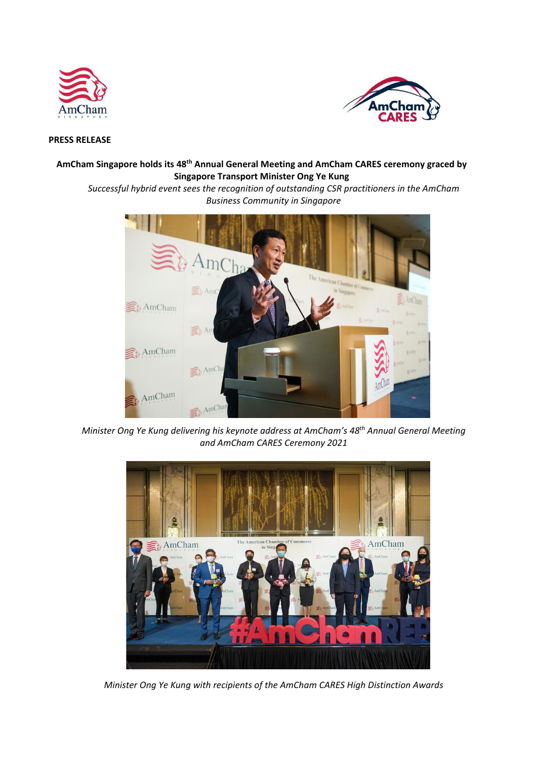**PRESS RELEASE**

**AmCham Singapore holds its 48th Annual General Meeting and AmCham CARES ceremony graced by Singapore Transport Minister Ong Ye Kung**

*Successful hybrid event sees the recognition of outstanding CSR practitioners in the AmCham Business Community in Singapore*

*Minister Ong Ye Kung delivering his keynote address at AmCham's 48th Annual General Meeting and AmCham CARES Ceremony 2021*

*Minister Ong Ye Kung with recipients of the AmCham CARES High Distinction Awards*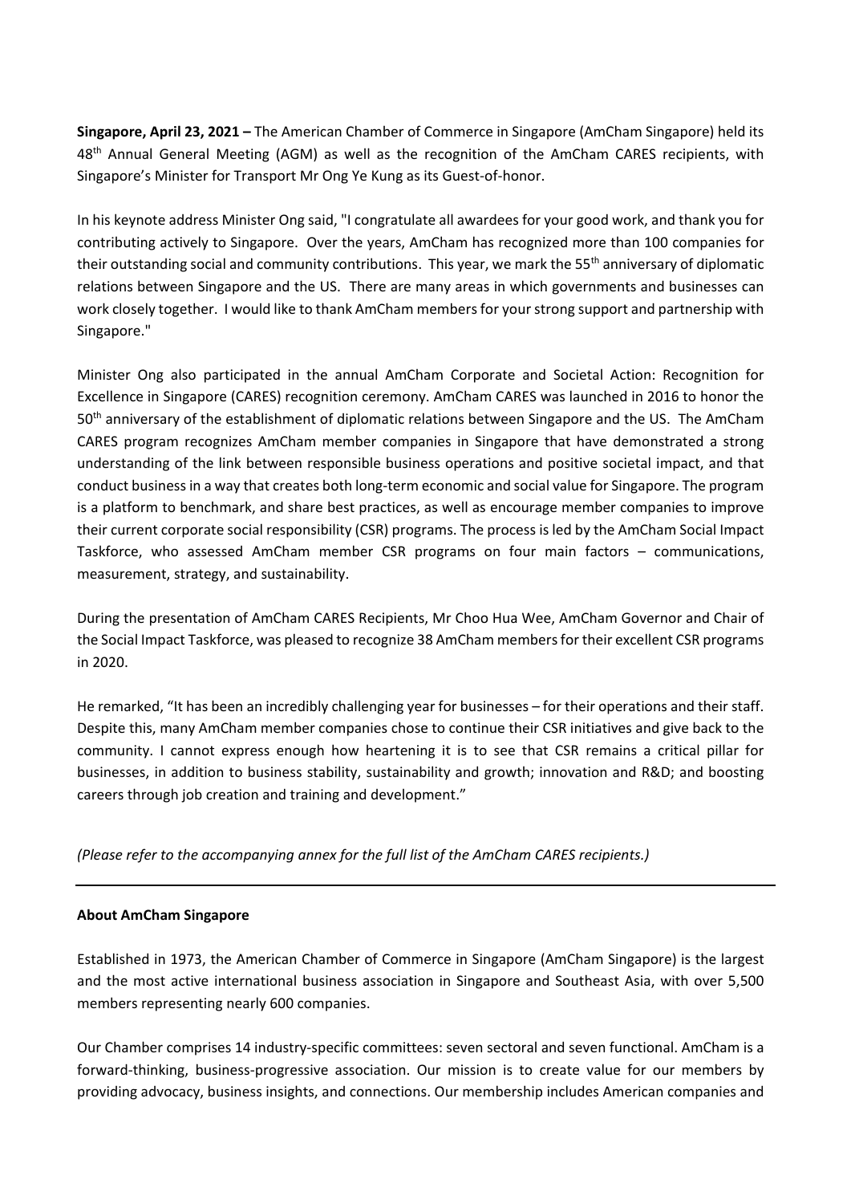**Singapore, April 23, 2021 –** The American Chamber of Commerce in Singapore (AmCham Singapore) held its 48th Annual General Meeting (AGM) as well as the recognition of the AmCham CARES recipients, with Singapore's Minister for Transport Mr Ong Ye Kung as its Guest-of-honor.

In his keynote address Minister Ong said, "I congratulate all awardees for your good work, and thank you for contributing actively to Singapore. Over the years, AmCham has recognized more than 100 companies for their outstanding social and community contributions. This year, we mark the 55th anniversary of diplomatic relations between Singapore and the US. There are many areas in which governments and businesses can work closely together. I would like to thank AmCham members for your strong support and partnership with Singapore."

Minister Ong also participated in the annual AmCham Corporate and Societal Action: Recognition for Excellence in Singapore (CARES) recognition ceremony. AmCham CARES was launched in 2016 to honor the 50th anniversary of the establishment of diplomatic relations between Singapore and the US. The AmCham CARES program recognizes AmCham member companies in Singapore that have demonstrated a strong understanding of the link between responsible business operations and positive societal impact, and that conduct business in a way that creates both long-term economic and social value for Singapore. The program is a platform to benchmark, and share best practices, as well as encourage member companies to improve their current corporate social responsibility (CSR) programs. The process is led by the AmCham Social Impact Taskforce, who assessed AmCham member CSR programs on four main factors – communications, measurement, strategy, and sustainability.

During the presentation of AmCham CARES Recipients, Mr Choo Hua Wee, AmCham Governor and Chair of the Social Impact Taskforce, was pleased to recognize 38 AmCham members for their excellent CSR programs in 2020.

He remarked, "It has been an incredibly challenging year for businesses – for their operations and their staff. Despite this, many AmCham member companies chose to continue their CSR initiatives and give back to the community. I cannot express enough how heartening it is to see that CSR remains a critical pillar for businesses, in addition to business stability, sustainability and growth; innovation and R&D; and boosting careers through job creation and training and development."

*(Please refer to the accompanying annex for the full list of the AmCham CARES recipients.)*

---

**About AmCham Singapore**

Established in 1973, the American Chamber of Commerce in Singapore (AmCham Singapore) is the largest and the most active international business association in Singapore and Southeast Asia, with over 5,500 members representing nearly 600 companies.

Our Chamber comprises 14 industry-specific committees: seven sectoral and seven functional. AmCham is a forward-thinking, business-progressive association. Our mission is to create value for our members by providing advocacy, business insights, and connections. Our membership includes American companies and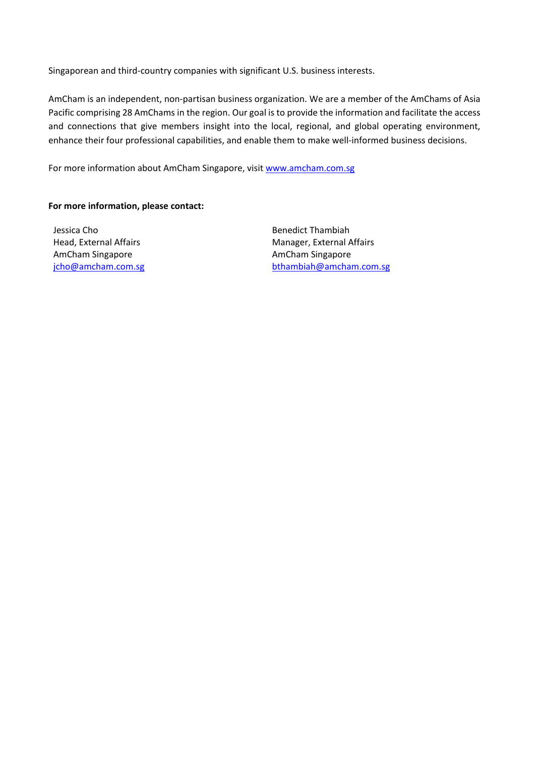Singaporean and third-country companies with significant U.S. business interests.

AmCham is an independent, non-partisan business organization. We are a member of the AmChams of Asia Pacific comprising 28 AmChams in the region. Our goal is to provide the information and facilitate the access and connections that give members insight into the local, regional, and global operating environment, enhance their four professional capabilities, and enable them to make well-informed business decisions.

For more information about AmCham Singapore, visit www.amcham.com.sg

**For more information, please contact:**

Jessica Cho
Head, External Affairs
AmCham Singapore
jcho@amcham.com.sg

Benedict Thambiah
Manager, External Affairs
AmCham Singapore
bthambiah@amcham.com.sg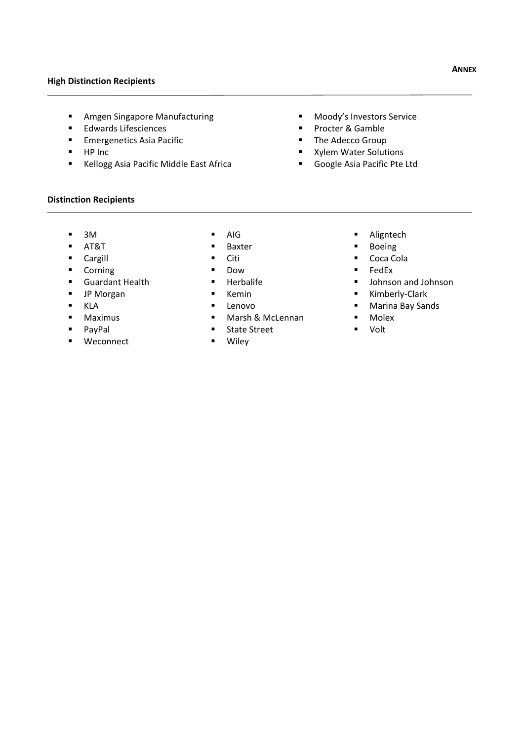**ANNEX**

## High Distinction Recipients

- Amgen Singapore Manufacturing
- Edwards Lifesciences
- Emergenetics Asia Pacific
- HP Inc
- Kellogg Asia Pacific Middle East Africa
- Moody's Investors Service
- Procter & Gamble
- The Adecco Group
- Xylem Water Solutions
- Google Asia Pacific Pte Ltd

## Distinction Recipients

- 3M
- AT&T
- Cargill
- Corning
- Guardant Health
- JP Morgan
- KLA
- Maximus
- PayPal
- Weconnect
- AIG
- Baxter
- Citi
- Dow
- Herbalife
- Kemin
- Lenovo
- Marsh & McLennan
- State Street
- Wiley
- Aligntech
- Boeing
- Coca Cola
- FedEx
- Johnson and Johnson
- Kimberly-Clark
- Marina Bay Sands
- Molex
- Volt